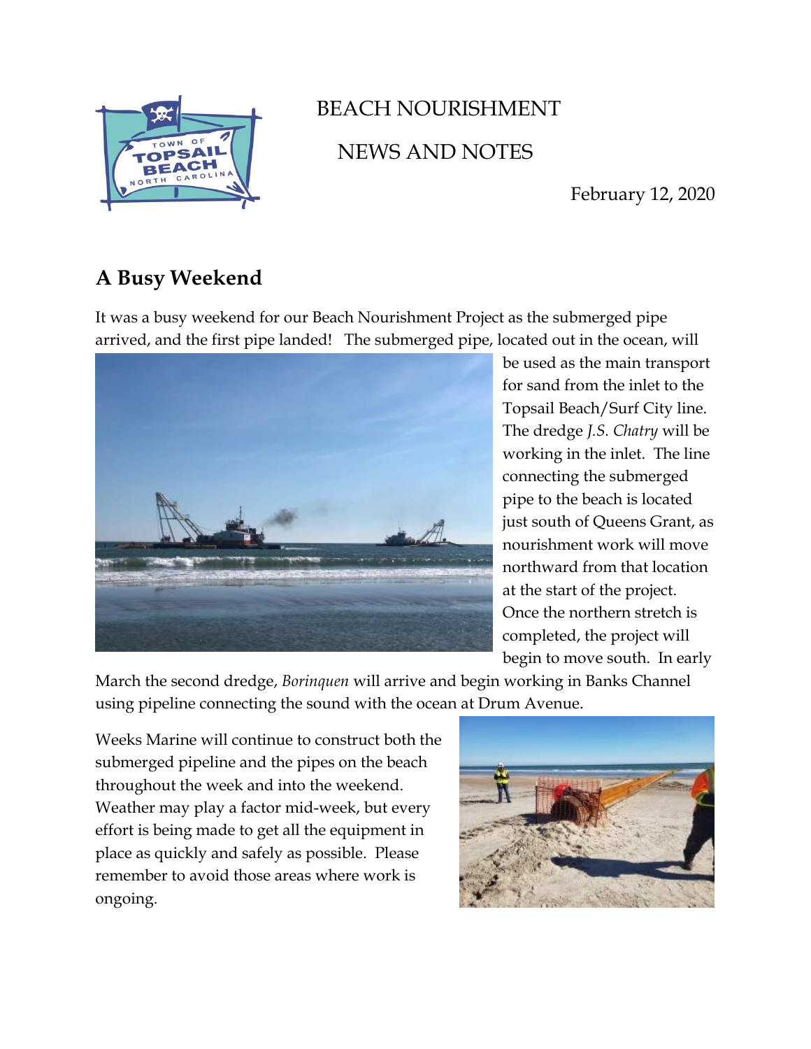# BEACH NOURISHMENT

# NEWS AND NOTES

February 12, 2020

## A Busy Weekend

It was a busy weekend for our Beach Nourishment Project as the submerged pipe arrived, and the first pipe landed! The submerged pipe, located out in the ocean, will be used as the main transport for sand from the inlet to the Topsail Beach/Surf City line. The dredge *J.S. Chatry* will be working in the inlet. The line connecting the submerged pipe to the beach is located just south of Queens Grant, as nourishment work will move northward from that location at the start of the project. Once the northern stretch is completed, the project will begin to move south. In early March the second dredge, *Borinquen* will arrive and begin working in Banks Channel using pipeline connecting the sound with the ocean at Drum Avenue.

Weeks Marine will continue to construct both the submerged pipeline and the pipes on the beach throughout the week and into the weekend. Weather may play a factor mid-week, but every effort is being made to get all the equipment in place as quickly and safely as possible. Please remember to avoid those areas where work is ongoing.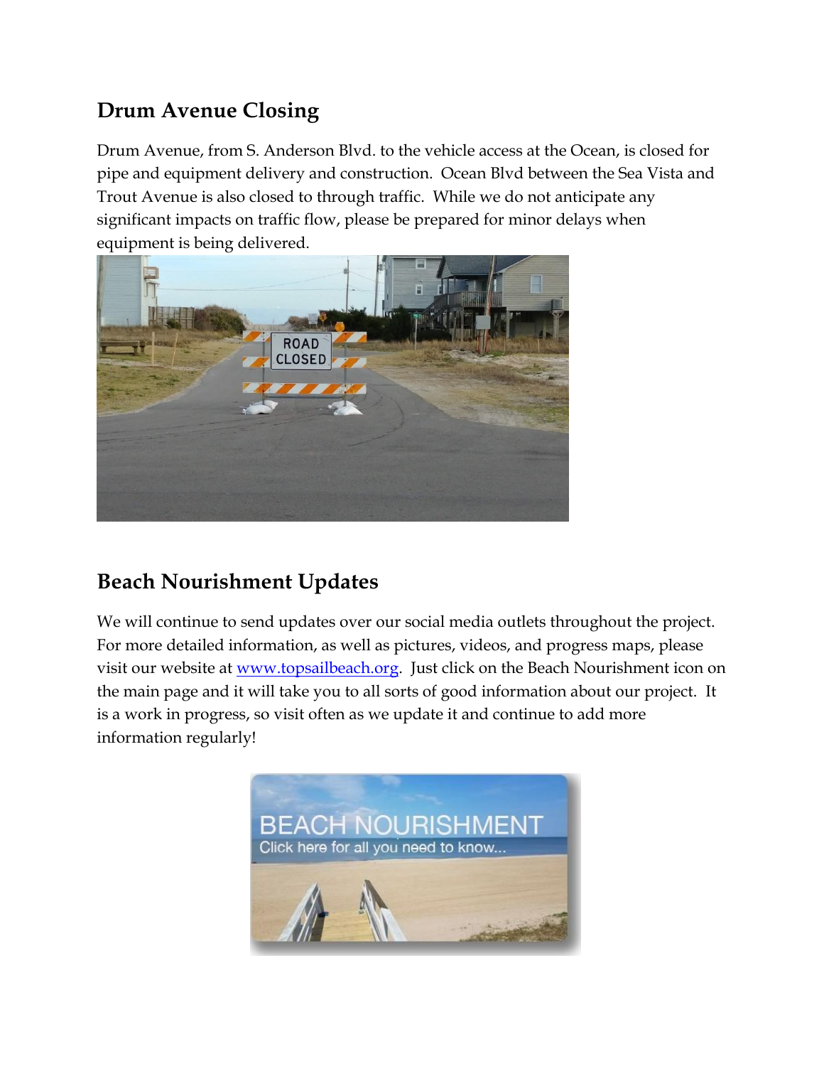## Drum Avenue Closing

Drum Avenue, from S. Anderson Blvd. to the vehicle access at the Ocean, is closed for pipe and equipment delivery and construction. Ocean Blvd between the Sea Vista and Trout Avenue is also closed to through traffic. While we do not anticipate any significant impacts on traffic flow, please be prepared for minor delays when equipment is being delivered.

## Beach Nourishment Updates

We will continue to send updates over our social media outlets throughout the project. For more detailed information, as well as pictures, videos, and progress maps, please visit our website at [www.topsailbeach.org](http://www.topsailbeach.org). Just click on the Beach Nourishment icon on the main page and it will take you to all sorts of good information about our project. It is a work in progress, so visit often as we update it and continue to add more information regularly!